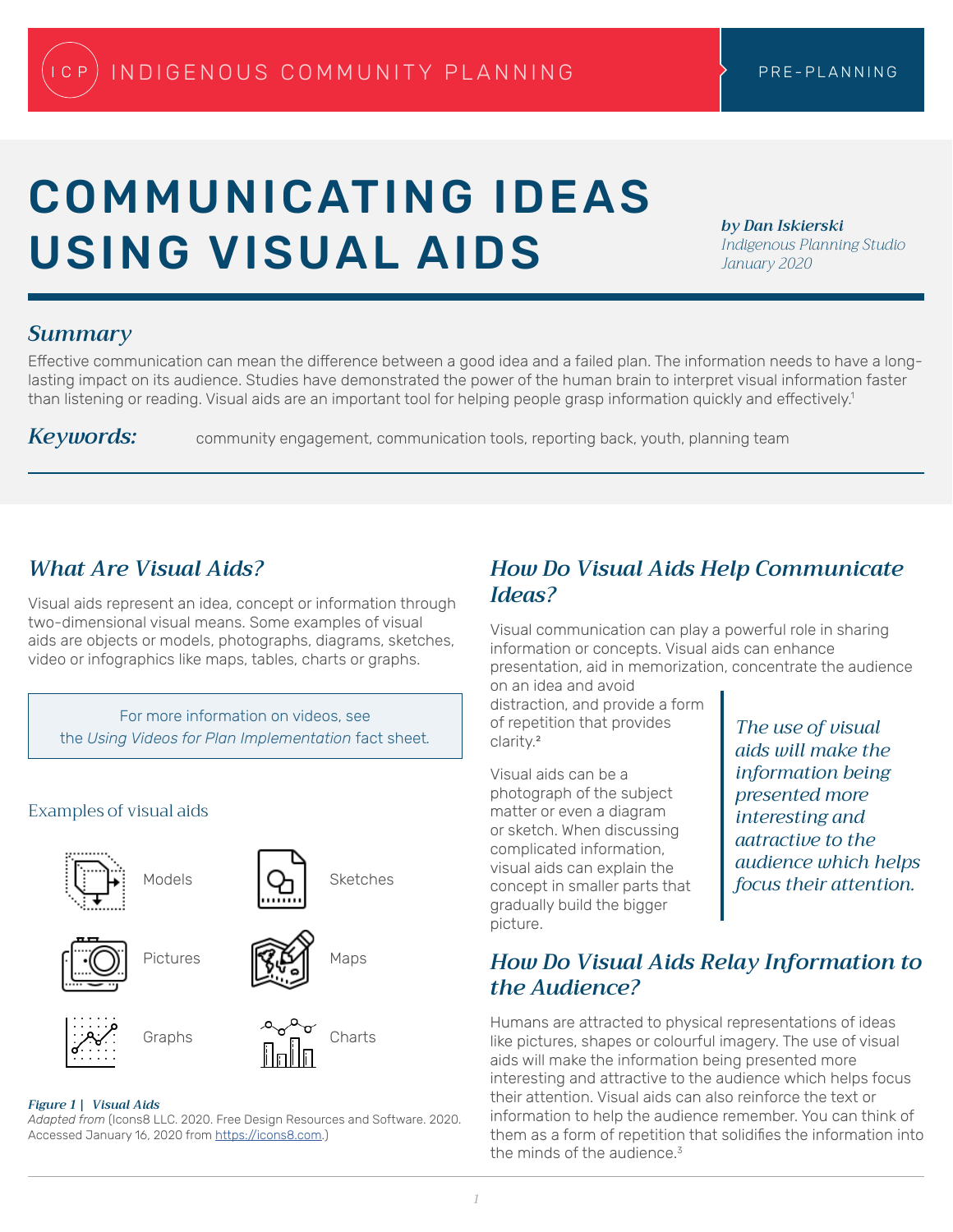INDIGENOUS COMMUNITY PLANNING | PRE-PLANNING

# COMMUNICATING IDEAS USING VISUAL AIDS

***by Dan Iskierski***
*Indigenous Planning Studio*
*January 2020*

## *Summary*

Effective communication can mean the difference between a good idea and a failed plan. The information needs to have a long-lasting impact on its audience. Studies have demonstrated the power of the human brain to interpret visual information faster than listening or reading. Visual aids are an important tool for helping people grasp information quickly and effectively.[1]

***Keywords:*** community engagement, communication tools, reporting back, youth, planning team

## *What Are Visual Aids?*

Visual aids represent an idea, concept or information through two-dimensional visual means. Some examples of visual aids are objects or models, photographs, diagrams, sketches, video or infographics like maps, tables, charts or graphs.

> For more information on videos, see the *Using Videos for Plan Implementation* fact sheet.

### Examples of visual aids

- Models
- Sketches
- Pictures
- Maps
- Graphs
- Charts

***Figure 1 | Visual Aids***
*Adapted from* (Icons8 LLC. 2020. Free Design Resources and Software. 2020. Accessed January 16, 2020 from https://icons8.com.)

## *How Do Visual Aids Help Communicate Ideas?*

Visual communication can play a powerful role in sharing information or concepts. Visual aids can enhance presentation, aid in memorization, concentrate the audience on an idea and avoid distraction, and provide a form of repetition that provides clarity.[2]

Visual aids can be a photograph of the subject matter or even a diagram or sketch. When discussing complicated information, visual aids can explain the concept in smaller parts that gradually build the bigger picture.

> *The use of visual aids will make the information being presented more interesting and aatractive to the audience which helps focus their attention.*

## *How Do Visual Aids Relay Information to the Audience?*

Humans are attracted to physical representations of ideas like pictures, shapes or colourful imagery. The use of visual aids will make the information being presented more interesting and attractive to the audience which helps focus their attention. Visual aids can also reinforce the text or information to help the audience remember. You can think of them as a form of repetition that solidifies the information into the minds of the audience.[3]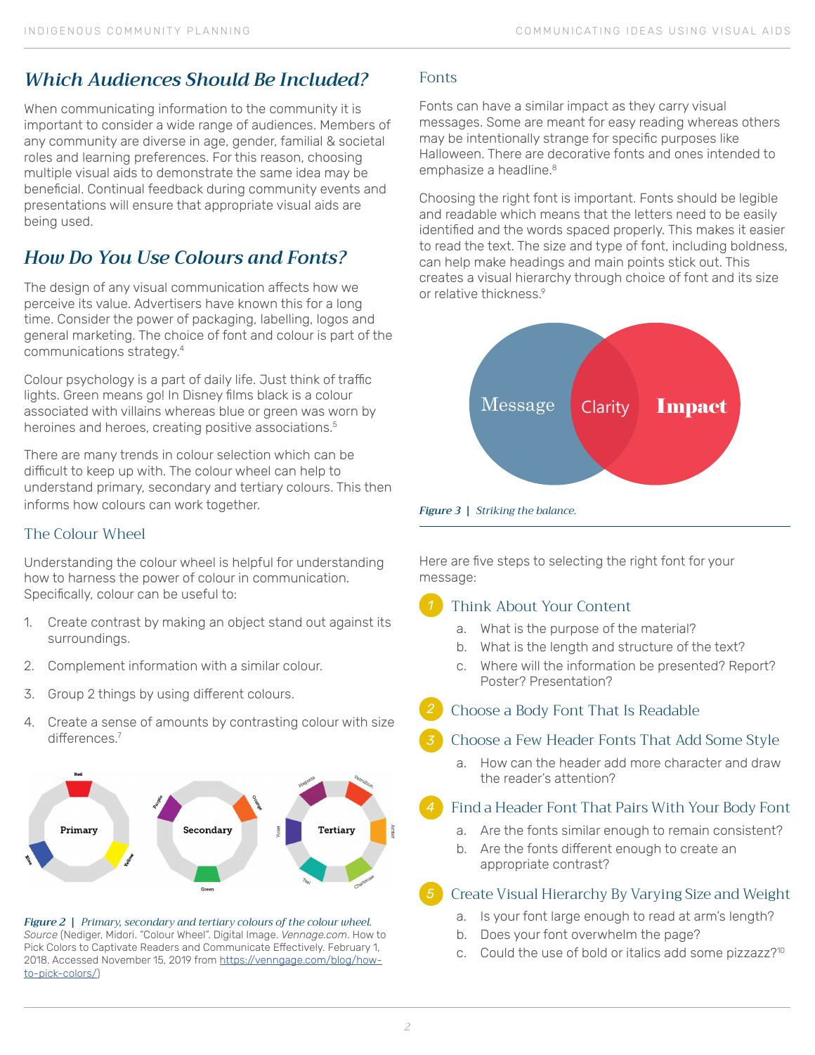## *Which Audiences Should Be Included?*

When communicating information to the community it is important to consider a wide range of audiences. Members of any community are diverse in age, gender, familial & societal roles and learning preferences. For this reason, choosing multiple visual aids to demonstrate the same idea may be beneficial. Continual feedback during community events and presentations will ensure that appropriate visual aids are being used.

## *How Do You Use Colours and Fonts?*

The design of any visual communication affects how we perceive its value. Advertisers have known this for a long time. Consider the power of packaging, labelling, logos and general marketing. The choice of font and colour is part of the communications strategy.[4]

Colour psychology is a part of daily life. Just think of traffic lights. Green means go! In Disney films black is a colour associated with villains whereas blue or green was worn by heroines and heroes, creating positive associations.[5]

There are many trends in colour selection which can be difficult to keep up with. The colour wheel can help to understand primary, secondary and tertiary colours. This then informs how colours can work together.

### The Colour Wheel

Understanding the colour wheel is helpful for understanding how to harness the power of colour in communication. Specifically, colour can be useful to:

1. Create contrast by making an object stand out against its surroundings.
2. Complement information with a similar colour.
3. Group 2 things by using different colours.
4. Create a sense of amounts by contrasting colour with size differences.[7]

***Figure 2*** **|** *Primary, secondary and tertiary colours of the colour wheel.*
*Source* (Nediger, Midori. "Colour Wheel". Digital Image. *Vennage.com*. How to Pick Colors to Captivate Readers and Communicate Effectively. February 1, 2018. Accessed November 15, 2019 from https://venngage.com/blog/how-to-pick-colors/)

### Fonts

Fonts can have a similar impact as they carry visual messages. Some are meant for easy reading whereas others may be intentionally strange for specific purposes like Halloween. There are decorative fonts and ones intended to emphasize a headline.[8]

Choosing the right font is important. Fonts should be legible and readable which means that the letters need to be easily identified and the words spaced properly. This makes it easier to read the text. The size and type of font, including boldness, can help make headings and main points stick out. This creates a visual hierarchy through choice of font and its size or relative thickness.[9]

***Figure 3*** **|** *Striking the balance.*

Here are five steps to selecting the right font for your message:

1. **Think About Your Content**
   a. What is the purpose of the material?
   b. What is the length and structure of the text?
   c. Where will the information be presented? Report? Poster? Presentation?
2. **Choose a Body Font That Is Readable**
3. **Choose a Few Header Fonts That Add Some Style**
   a. How can the header add more character and draw the reader's attention?
4. **Find a Header Font That Pairs With Your Body Font**
   a. Are the fonts similar enough to remain consistent?
   b. Are the fonts different enough to create an appropriate contrast?
5. **Create Visual Hierarchy By Varying Size and Weight**
   a. Is your font large enough to read at arm's length?
   b. Does your font overwhelm the page?
   c. Could the use of bold or italics add some pizzazz?[10]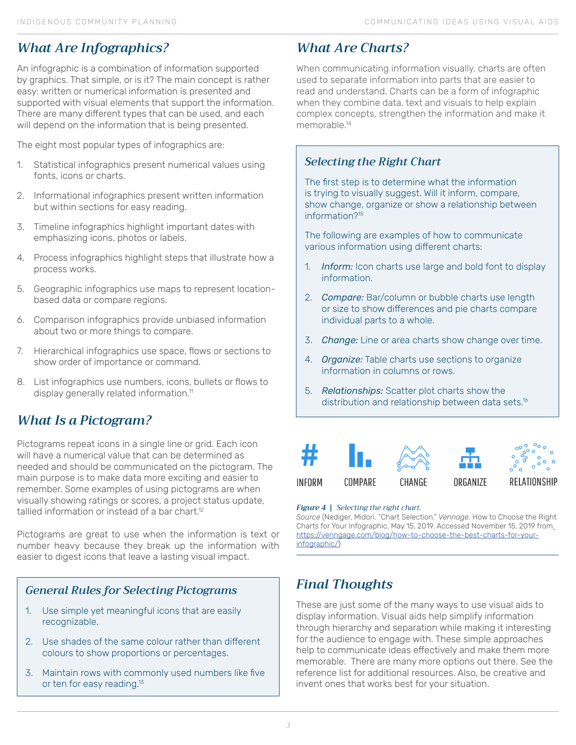## What Are Infographics?

An infographic is a combination of information supported by graphics. That simple, or is it? The main concept is rather easy: written or numerical information is presented and supported with visual elements that support the information. There are many different types that can be used, and each will depend on the information that is being presented.

The eight most popular types of infographics are:

1. Statistical infographics present numerical values using fonts, icons or charts.
2. Informational infographics present written information but within sections for easy reading.
3. Timeline infographics highlight important dates with emphasizing icons, photos or labels.
4. Process infographics highlight steps that illustrate how a process works.
5. Geographic infographics use maps to represent location-based data or compare regions.
6. Comparison infographics provide unbiased information about two or more things to compare.
7. Hierarchical infographics use space, flows or sections to show order of importance or command.
8. List infographics use numbers, icons, bullets or flows to display generally related information.[11]

## What Is a Pictogram?

Pictograms repeat icons in a single line or grid. Each icon will have a numerical value that can be determined as needed and should be communicated on the pictogram. The main purpose is to make data more exciting and easier to remember. Some examples of using pictograms are when visually showing ratings or scores, a project status update, tallied information or instead of a bar chart.[12]

Pictograms are great to use when the information is text or number heavy because they break up the information with easier to digest icons that leave a lasting visual impact.

### General Rules for Selecting Pictograms

1. Use simple yet meaningful icons that are easily recognizable.
2. Use shades of the same colour rather than different colours to show proportions or percentages.
3. Maintain rows with commonly used numbers like five or ten for easy reading.[13]

## What Are Charts?

When communicating information visually, charts are often used to separate information into parts that are easier to read and understand. Charts can be a form of infographic when they combine data, text and visuals to help explain complex concepts, strengthen the information and make it memorable.[14]

### Selecting the Right Chart

The first step is to determine what the information is trying to visually suggest. Will it inform, compare, show change, organize or show a relationship between information?[15]

The following are examples of how to communicate various information using different charts:

1. *Inform:* Icon charts use large and bold font to display information.
2. *Compare:* Bar/column or bubble charts use length or size to show differences and pie charts compare individual parts to a whole.
3. *Change:* Line or area charts show change over time.
4. *Organize:* Table charts use sections to organize information in columns or rows.
5. *Relationships:* Scatter plot charts show the distribution and relationship between data sets.[16]

INFORM COMPARE CHANGE ORGANIZE RELATIONSHIP

***Figure 4*** **|** *Selecting the right chart.*
*Source* (Nediger, Midori. "Chart Selection." *Vennage*. How to Choose the Right Charts for Your Infographic. May 15, 2019. Accessed November 15, 2019 from https://venngage.com/blog/how-to-choose-the-best-charts-for-your-infographic/)

## Final Thoughts

These are just some of the many ways to use visual aids to display information. Visual aids help simplify information through hierarchy and separation while making it interesting for the audience to engage with. These simple approaches help to communicate ideas effectively and make them more memorable. There are many more options out there. See the reference list for additional resources. Also, be creative and invent ones that works best for your situation.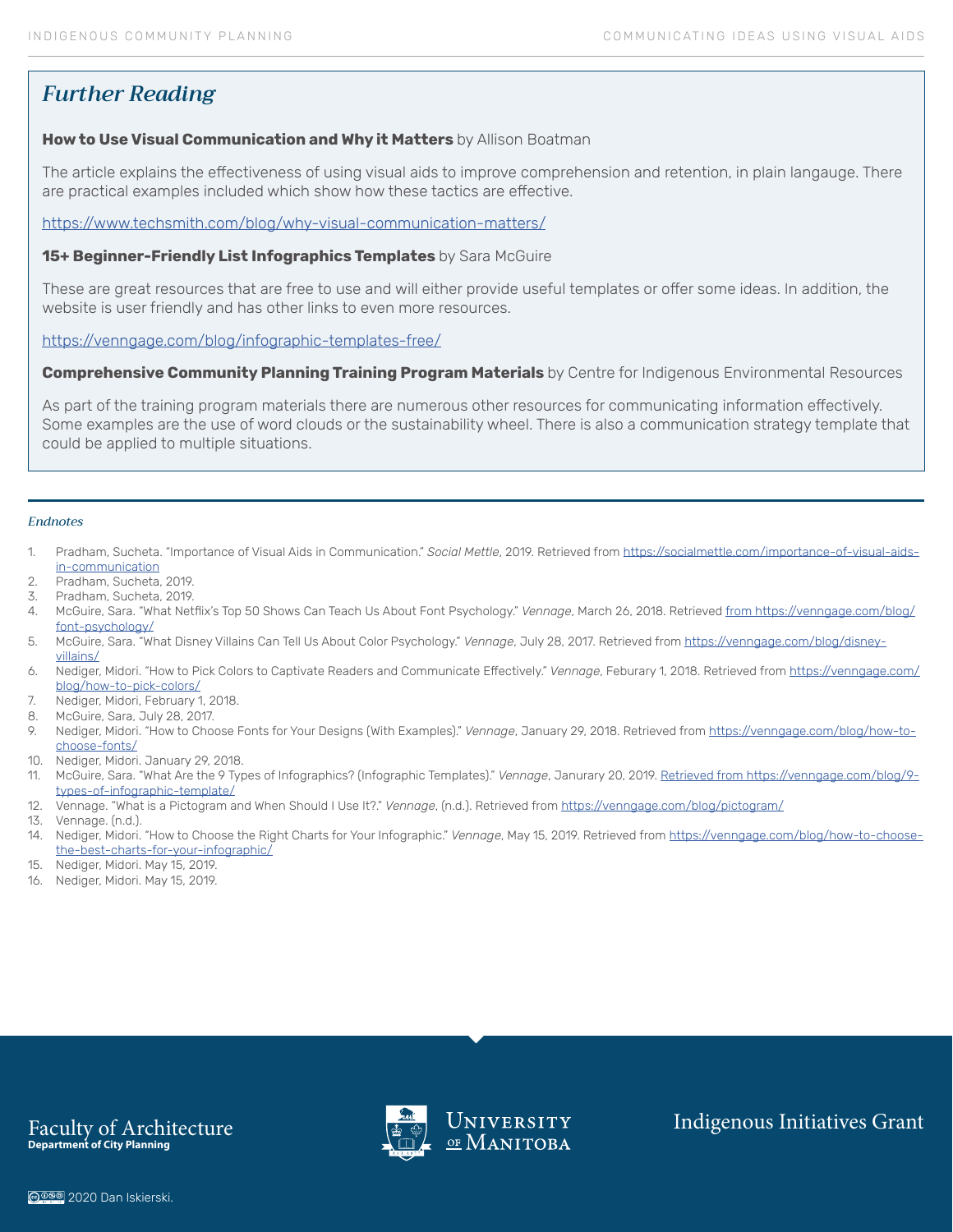## *Further Reading*

**How to Use Visual Communication and Why it Matters** by Allison Boatman

The article explains the effectiveness of using visual aids to improve comprehension and retention, in plain langauge. There are practical examples included which show how these tactics are effective.

https://www.techsmith.com/blog/why-visual-communication-matters/

**15+ Beginner-Friendly List Infographics Templates** by Sara McGuire

These are great resources that are free to use and will either provide useful templates or offer some ideas. In addition, the website is user friendly and has other links to even more resources.

https://venngage.com/blog/infographic-templates-free/

**Comprehensive Community Planning Training Program Materials** by Centre for Indigenous Environmental Resources

As part of the training program materials there are numerous other resources for communicating information effectively. Some examples are the use of word clouds or the sustainability wheel. There is also a communication strategy template that could be applied to multiple situations.

---

*Endnotes*

1. Pradham, Sucheta. "Importance of Visual Aids in Communication." *Social Mettle*, 2019. Retrieved from https://socialmettle.com/importance-of-visual-aids-in-communication
2. Pradham, Sucheta, 2019.
3. Pradham, Sucheta, 2019.
4. McGuire, Sara. "What Netflix's Top 50 Shows Can Teach Us About Font Psychology." *Vennage*, March 26, 2018. Retrieved from https://venngage.com/blog/font-psychology/
5. McGuire, Sara. "What Disney Villains Can Tell Us About Color Psychology." *Vennage*, July 28, 2017. Retrieved from https://venngage.com/blog/disney-villains/
6. Nediger, Midori. "How to Pick Colors to Captivate Readers and Communicate Effectively." *Vennage*, Feburary 1, 2018. Retrieved from https://venngage.com/blog/how-to-pick-colors/
7. Nediger, Midori, February 1, 2018.
8. McGuire, Sara, July 28, 2017.
9. Nediger, Midori. "How to Choose Fonts for Your Designs (With Examples)." *Vennage*, January 29, 2018. Retrieved from https://venngage.com/blog/how-to-choose-fonts/
10. Nediger, Midori. January 29, 2018.
11. McGuire, Sara. "What Are the 9 Types of Infographics? (Infographic Templates)." *Vennage*, Janurary 20, 2019. Retrieved from https://venngage.com/blog/9-types-of-infographic-template/
12. Vennage. "What is a Pictogram and When Should I Use It?." *Vennage*, (n.d.). Retrieved from https://venngage.com/blog/pictogram/
13. Vennage. (n.d.).
14. Nediger, Midori. "How to Choose the Right Charts for Your Infographic." *Vennage*, May 15, 2019. Retrieved from https://venngage.com/blog/how-to-choose-the-best-charts-for-your-infographic/
15. Nediger, Midori. May 15, 2019.
16. Nediger, Midori. May 15, 2019.

Faculty of Architecture
**Department of City Planning**

University of Manitoba

Indigenous Initiatives Grant

2020 Dan Iskierski.